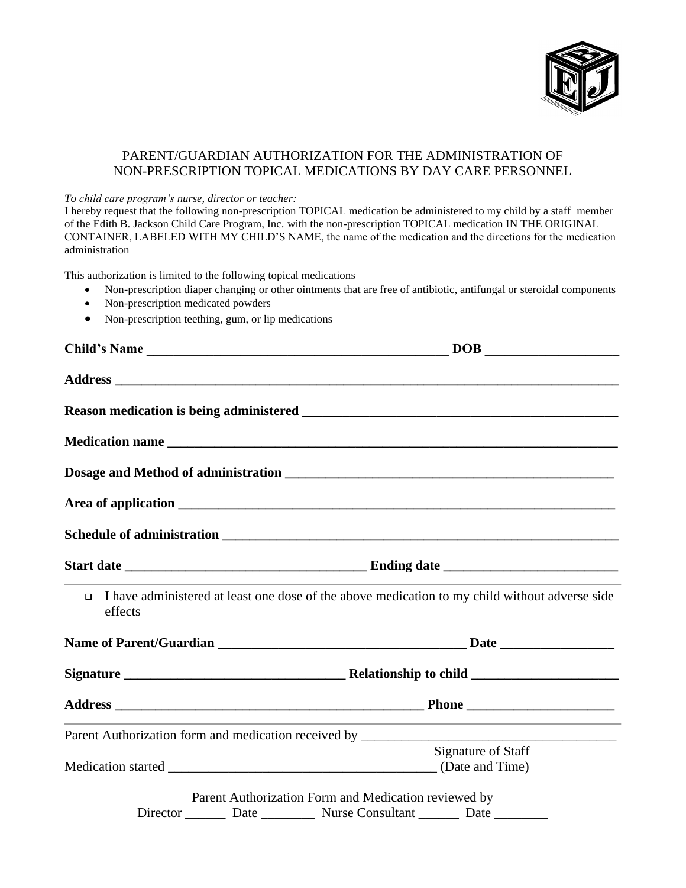# PARENT/GUARDIAN AUTHORIZATION FOR THE ADMINISTRATION OF NON-PRESCRIPTION TOPICAL MEDICATIONS BY DAY CARE PERSONNEL

*To child care program's nurse, director or teacher:*

I hereby request that the following non-prescription TOPICAL medication be administered to my child by a staff member of the Edith B. Jackson Child Care Program, Inc. with the non-prescription TOPICAL medication IN THE ORIGINAL CONTAINER, LABELED WITH MY CHILD'S NAME, the name of the medication and the directions for the medication administration

This authorization is limited to the following topical medications

- Non-prescription diaper changing or other ointments that are free of antibiotic, antifungal or steroidal components
- Non-prescription medicated powders
- Non-prescription teething, gum, or lip medications

**Child's Name** ____________________________________________ **DOB** ___________________

**Address** ________________________________________________________________________

**Reason medication is being administered** ____________________________________________

**Medication name** _________________________________________________________________

**Dosage and Method of administration** _______________________________________________

**Area of application** _______________________________________________________________

**Schedule of administration** _________________________________________________________

**Start date** __________________________________ **Ending date** ________________________

---

- ☐ I have administered at least one dose of the above medication to my child without adverse side effects

**Name of Parent/Guardian** ____________________________________ **Date** ________________

**Signature** ________________________________ **Relationship to child** _____________________

**Address** ______________________________________________ **Phone** _____________________

---

Parent Authorization form and medication received by _____________________________________
Signature of Staff

Medication started _______________________________________ (Date and Time)

Parent Authorization Form and Medication reviewed by

Director ______ Date ________ Nurse Consultant ______ Date ________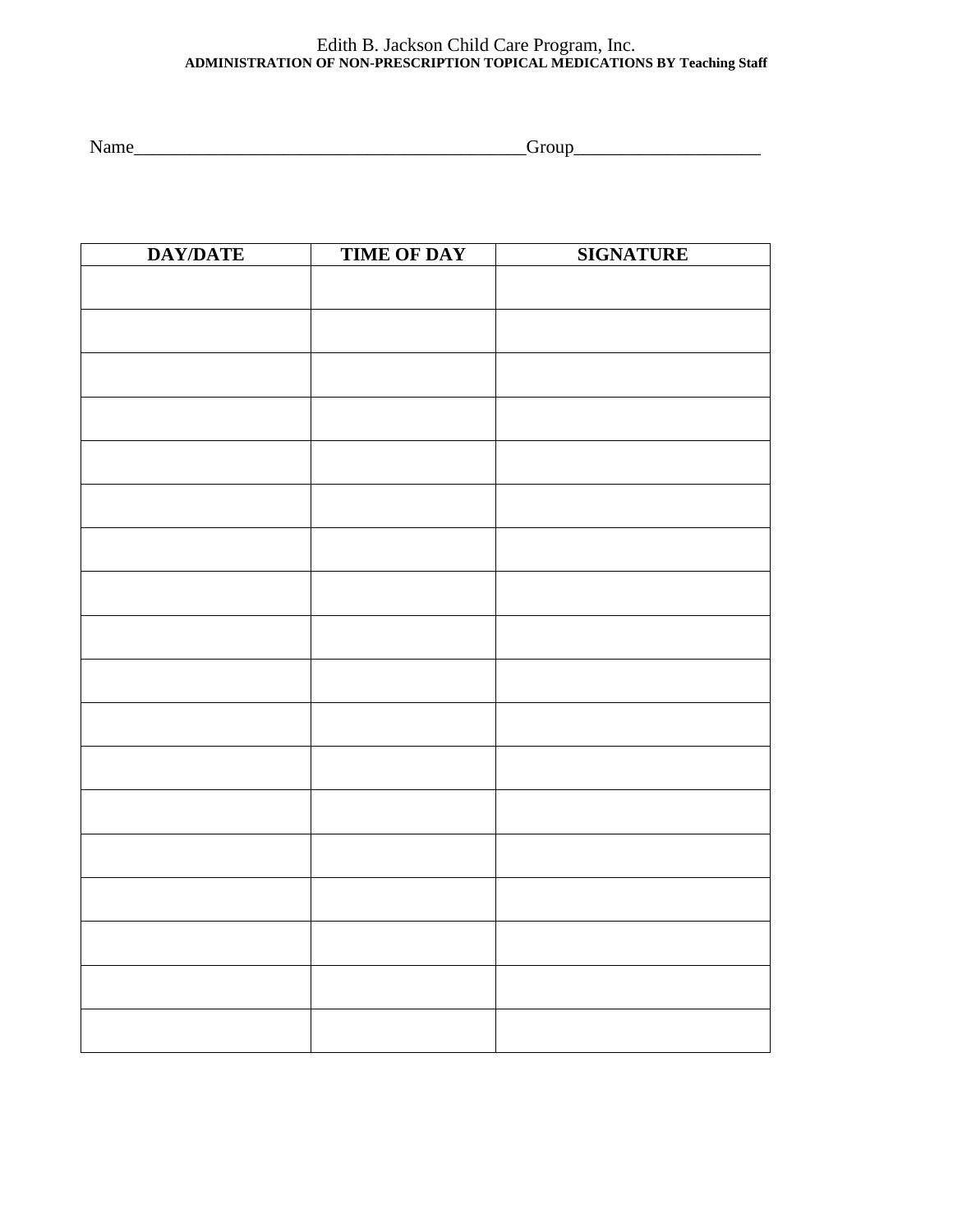Edith B. Jackson Child Care Program, Inc.

**ADMINISTRATION OF NON-PRESCRIPTION TOPICAL MEDICATIONS BY Teaching Staff**

Name__________________________________________Group____________________

| DAY/DATE | TIME OF DAY | SIGNATURE |
|---|---|---|
| | | |
| | | |
| | | |
| | | |
| | | |
| | | |
| | | |
| | | |
| | | |
| | | |
| | | |
| | | |
| | | |
| | | |
| | | |
| | | |
| | | |
| | | |